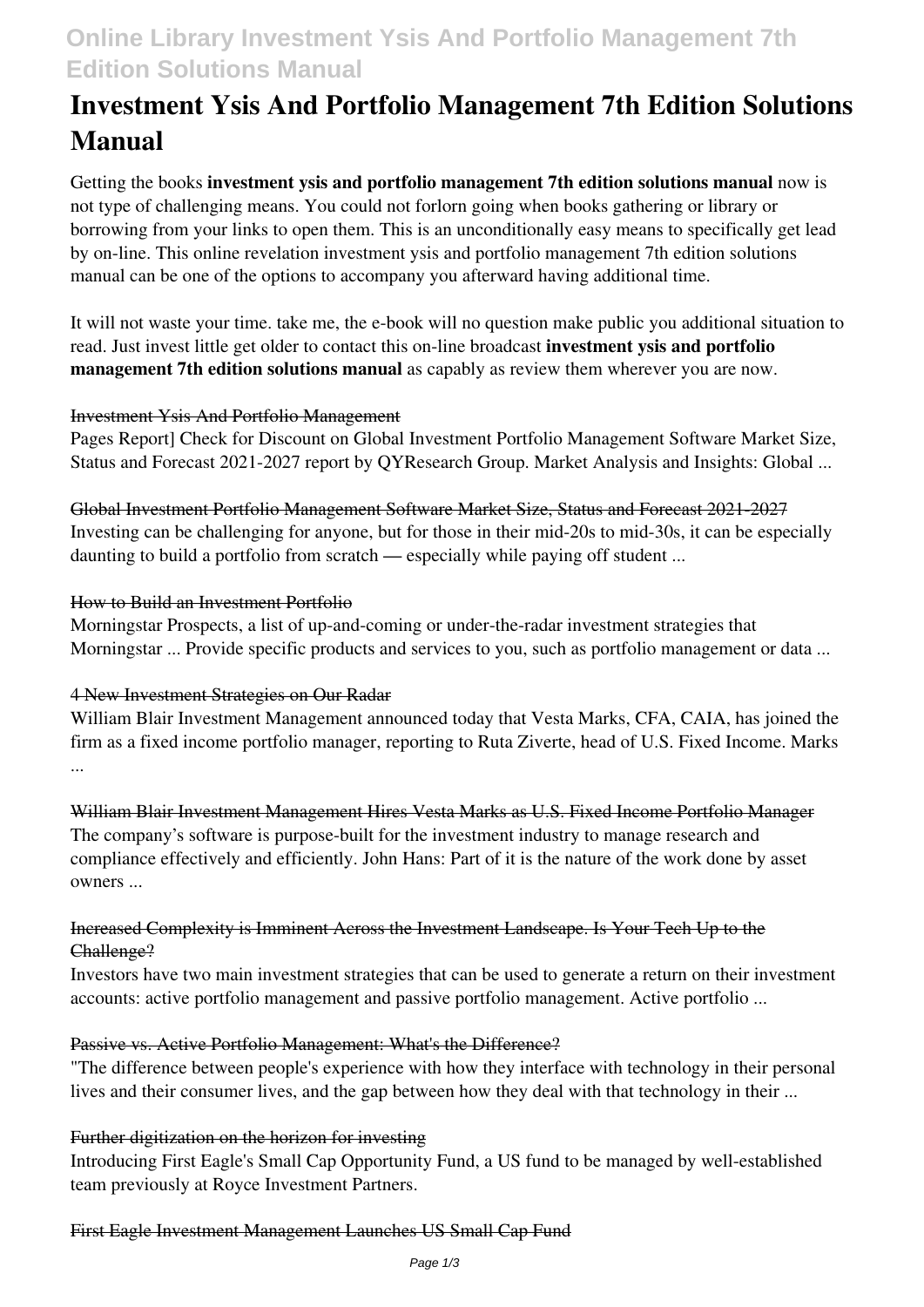# Investment Ysis And Portfolio Management 7th Edition Solutions Manual

Getting the books **investment ysis and portfolio management 7th edition solutions manual** now is not type of challenging means. You could not forlorn going when books gathering or library or borrowing from your links to open them. This is an unconditionally easy means to specifically get lead by on-line. This online revelation investment ysis and portfolio management 7th edition solutions manual can be one of the options to accompany you afterward having additional time.

It will not waste your time. take me, the e-book will no question make public you additional situation to read. Just invest little get older to contact this on-line broadcast **investment ysis and portfolio management 7th edition solutions manual** as capably as review them wherever you are now.

~~Investment Ysis And Portfolio Management~~

Pages Report] Check for Discount on Global Investment Portfolio Management Software Market Size, Status and Forecast 2021-2027 report by QYResearch Group. Market Analysis and Insights: Global ...

~~Global Investment Portfolio Management Software Market Size, Status and Forecast 2021-2027~~

Investing can be challenging for anyone, but for those in their mid-20s to mid-30s, it can be especially daunting to build a portfolio from scratch — especially while paying off student ...

~~How to Build an Investment Portfolio~~

Morningstar Prospects, a list of up-and-coming or under-the-radar investment strategies that Morningstar ... Provide specific products and services to you, such as portfolio management or data ...

~~4 New Investment Strategies on Our Radar~~

William Blair Investment Management announced today that Vesta Marks, CFA, CAIA, has joined the firm as a fixed income portfolio manager, reporting to Ruta Ziverte, head of U.S. Fixed Income. Marks ...

~~William Blair Investment Management Hires Vesta Marks as U.S. Fixed Income Portfolio Manager~~

The company's software is purpose-built for the investment industry to manage research and compliance effectively and efficiently. John Hans: Part of it is the nature of the work done by asset owners ...

~~Increased Complexity is Imminent Across the Investment Landscape. Is Your Tech Up to the Challenge?~~

Investors have two main investment strategies that can be used to generate a return on their investment accounts: active portfolio management and passive portfolio management. Active portfolio ...

~~Passive vs. Active Portfolio Management: What's the Difference?~~

"The difference between people's experience with how they interface with technology in their personal lives and their consumer lives, and the gap between how they deal with that technology in their ...

~~Further digitization on the horizon for investing~~

Introducing First Eagle's Small Cap Opportunity Fund, a US fund to be managed by well-established team previously at Royce Investment Partners.

~~First Eagle Investment Management Launches US Small Cap Fund~~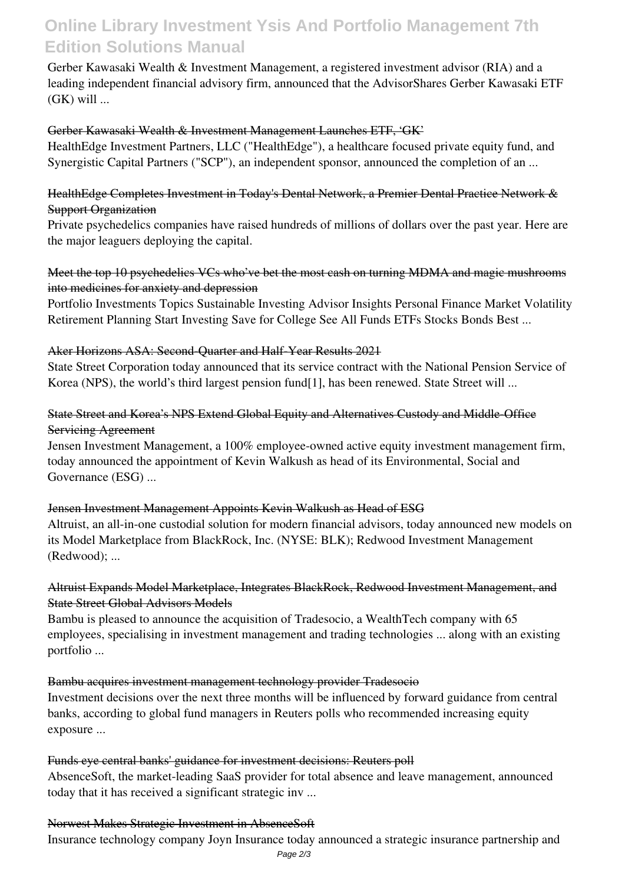Gerber Kawasaki Wealth & Investment Management, a registered investment advisor (RIA) and a leading independent financial advisory firm, announced that the AdvisorShares Gerber Kawasaki ETF (GK) will ...

### Gerber Kawasaki Wealth & Investment Management Launches ETF, 'GK'

HealthEdge Investment Partners, LLC ("HealthEdge"), a healthcare focused private equity fund, and Synergistic Capital Partners ("SCP"), an independent sponsor, announced the completion of an ...

### HealthEdge Completes Investment in Today's Dental Network, a Premier Dental Practice Network & Support Organization

Private psychedelics companies have raised hundreds of millions of dollars over the past year. Here are the major leaguers deploying the capital.

### Meet the top 10 psychedelics VCs who've bet the most cash on turning MDMA and magic mushrooms into medicines for anxiety and depression

Portfolio Investments Topics Sustainable Investing Advisor Insights Personal Finance Market Volatility Retirement Planning Start Investing Save for College See All Funds ETFs Stocks Bonds Best ...

### Aker Horizons ASA: Second-Quarter and Half-Year Results 2021

State Street Corporation today announced that its service contract with the National Pension Service of Korea (NPS), the world's third largest pension fund[1], has been renewed. State Street will ...

### State Street and Korea's NPS Extend Global Equity and Alternatives Custody and Middle-Office Servicing Agreement

Jensen Investment Management, a 100% employee-owned active equity investment management firm, today announced the appointment of Kevin Walkush as head of its Environmental, Social and Governance (ESG) ...

### Jensen Investment Management Appoints Kevin Walkush as Head of ESG

Altruist, an all-in-one custodial solution for modern financial advisors, today announced new models on its Model Marketplace from BlackRock, Inc. (NYSE: BLK); Redwood Investment Management (Redwood); ...

### Altruist Expands Model Marketplace, Integrates BlackRock, Redwood Investment Management, and State Street Global Advisors Models

Bambu is pleased to announce the acquisition of Tradesocio, a WealthTech company with 65 employees, specialising in investment management and trading technologies ... along with an existing portfolio ...

### Bambu acquires investment management technology provider Tradesocio

Investment decisions over the next three months will be influenced by forward guidance from central banks, according to global fund managers in Reuters polls who recommended increasing equity exposure ...

### Funds eye central banks' guidance for investment decisions: Reuters poll

AbsenceSoft, the market-leading SaaS provider for total absence and leave management, announced today that it has received a significant strategic inv ...

### Norwest Makes Strategic Investment in AbsenceSoft

Insurance technology company Joyn Insurance today announced a strategic insurance partnership and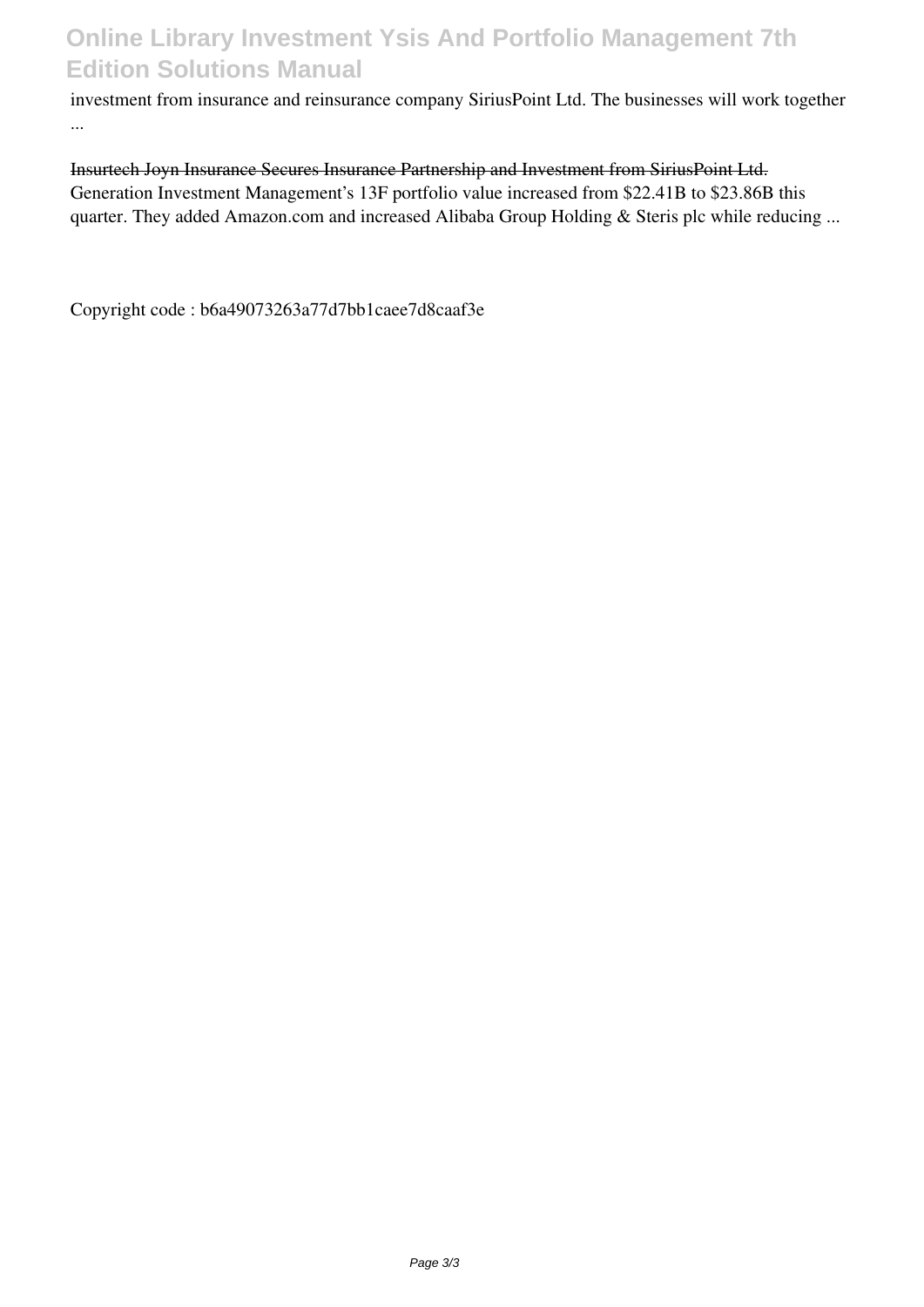investment from insurance and reinsurance company SiriusPoint Ltd. The businesses will work together ...

~~Insurtech Joyn Insurance Secures Insurance Partnership and Investment from SiriusPoint Ltd.~~

Generation Investment Management's 13F portfolio value increased from $22.41B to $23.86B this quarter. They added Amazon.com and increased Alibaba Group Holding & Steris plc while reducing ...

Copyright code : b6a49073263a77d7bb1caee7d8caaf3e